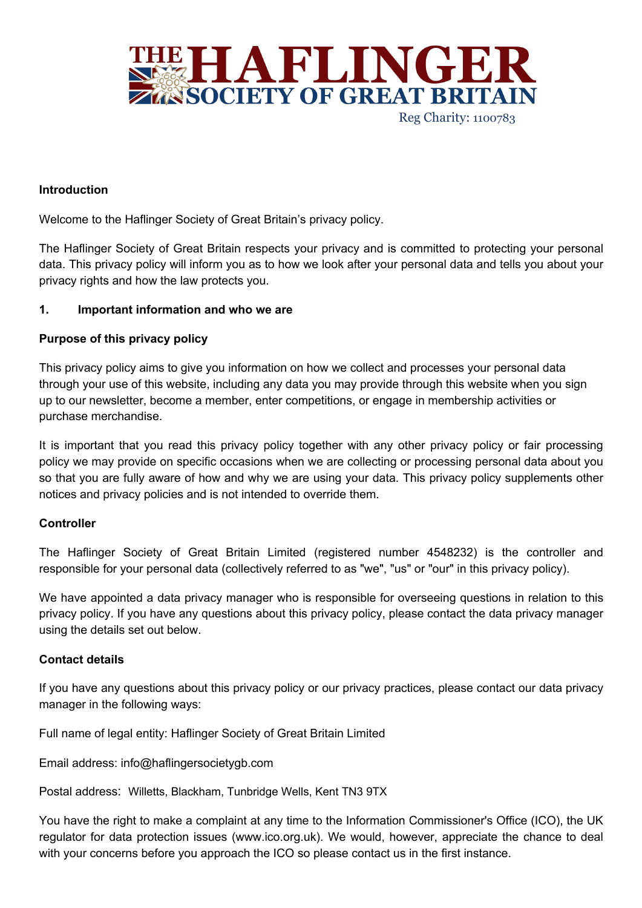# THE HAFLINGER SOCIETY OF GREAT BRITAIN

Reg Charity: 1100783

**Introduction**

Welcome to the Haflinger Society of Great Britain's privacy policy.

The Haflinger Society of Great Britain respects your privacy and is committed to protecting your personal data. This privacy policy will inform you as to how we look after your personal data and tells you about your privacy rights and how the law protects you.

## 1. Important information and who we are

**Purpose of this privacy policy**

This privacy policy aims to give you information on how we collect and processes your personal data through your use of this website, including any data you may provide through this website when you sign up to our newsletter, become a member, enter competitions, or engage in membership activities or purchase merchandise.

It is important that you read this privacy policy together with any other privacy policy or fair processing policy we may provide on specific occasions when we are collecting or processing personal data about you so that you are fully aware of how and why we are using your data. This privacy policy supplements other notices and privacy policies and is not intended to override them.

**Controller**

The Haflinger Society of Great Britain Limited (registered number 4548232) is the controller and responsible for your personal data (collectively referred to as "we", "us" or "our" in this privacy policy).

We have appointed a data privacy manager who is responsible for overseeing questions in relation to this privacy policy. If you have any questions about this privacy policy, please contact the data privacy manager using the details set out below.

**Contact details**

If you have any questions about this privacy policy or our privacy practices, please contact our data privacy manager in the following ways:

Full name of legal entity: Haflinger Society of Great Britain Limited

Email address: info@haflingersocietygb.com

Postal address: Willetts, Blackham, Tunbridge Wells, Kent TN3 9TX

You have the right to make a complaint at any time to the Information Commissioner's Office (ICO), the UK regulator for data protection issues (www.ico.org.uk). We would, however, appreciate the chance to deal with your concerns before you approach the ICO so please contact us in the first instance.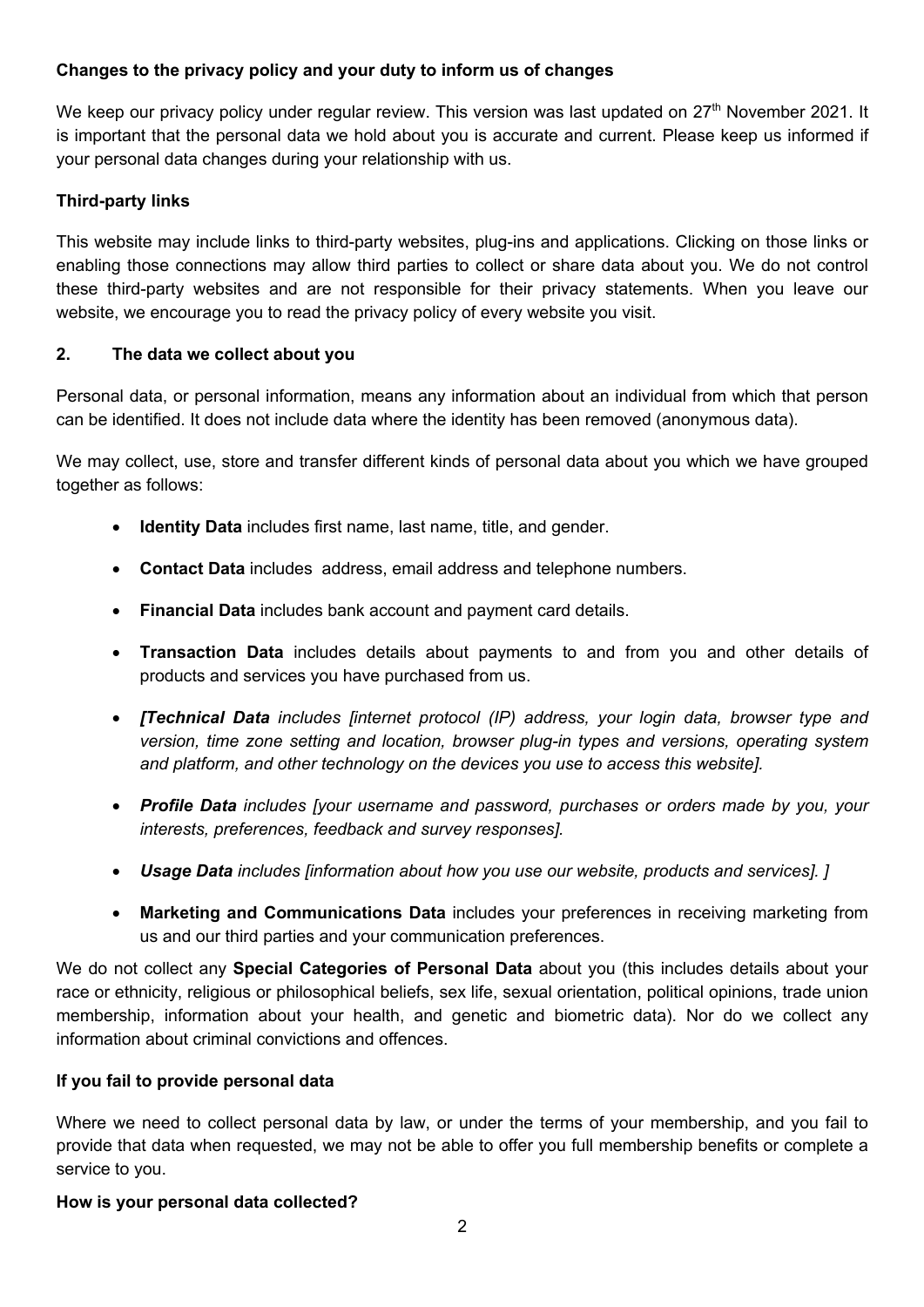**Changes to the privacy policy and your duty to inform us of changes**

We keep our privacy policy under regular review. This version was last updated on 27th November 2021. It is important that the personal data we hold about you is accurate and current. Please keep us informed if your personal data changes during your relationship with us.

**Third-party links**

This website may include links to third-party websites, plug-ins and applications. Clicking on those links or enabling those connections may allow third parties to collect or share data about you. We do not control these third-party websites and are not responsible for their privacy statements. When you leave our website, we encourage you to read the privacy policy of every website you visit.

## 2. The data we collect about you

Personal data, or personal information, means any information about an individual from which that person can be identified. It does not include data where the identity has been removed (anonymous data).

We may collect, use, store and transfer different kinds of personal data about you which we have grouped together as follows:

- **Identity Data** includes first name, last name, title, and gender.
- **Contact Data** includes address, email address and telephone numbers.
- **Financial Data** includes bank account and payment card details.
- **Transaction Data** includes details about payments to and from you and other details of products and services you have purchased from us.
- ***[Technical Data** includes [internet protocol (IP) address, your login data, browser type and version, time zone setting and location, browser plug-in types and versions, operating system and platform, and other technology on the devices you use to access this website].*
- ***Profile Data** includes [your username and password, purchases or orders made by you, your interests, preferences, feedback and survey responses].*
- ***Usage Data** includes [information about how you use our website, products and services]. ]*
- **Marketing and Communications Data** includes your preferences in receiving marketing from us and our third parties and your communication preferences.

We do not collect any **Special Categories of Personal Data** about you (this includes details about your race or ethnicity, religious or philosophical beliefs, sex life, sexual orientation, political opinions, trade union membership, information about your health, and genetic and biometric data). Nor do we collect any information about criminal convictions and offences.

**If you fail to provide personal data**

Where we need to collect personal data by law, or under the terms of your membership, and you fail to provide that data when requested, we may not be able to offer you full membership benefits or complete a service to you.

**How is your personal data collected?**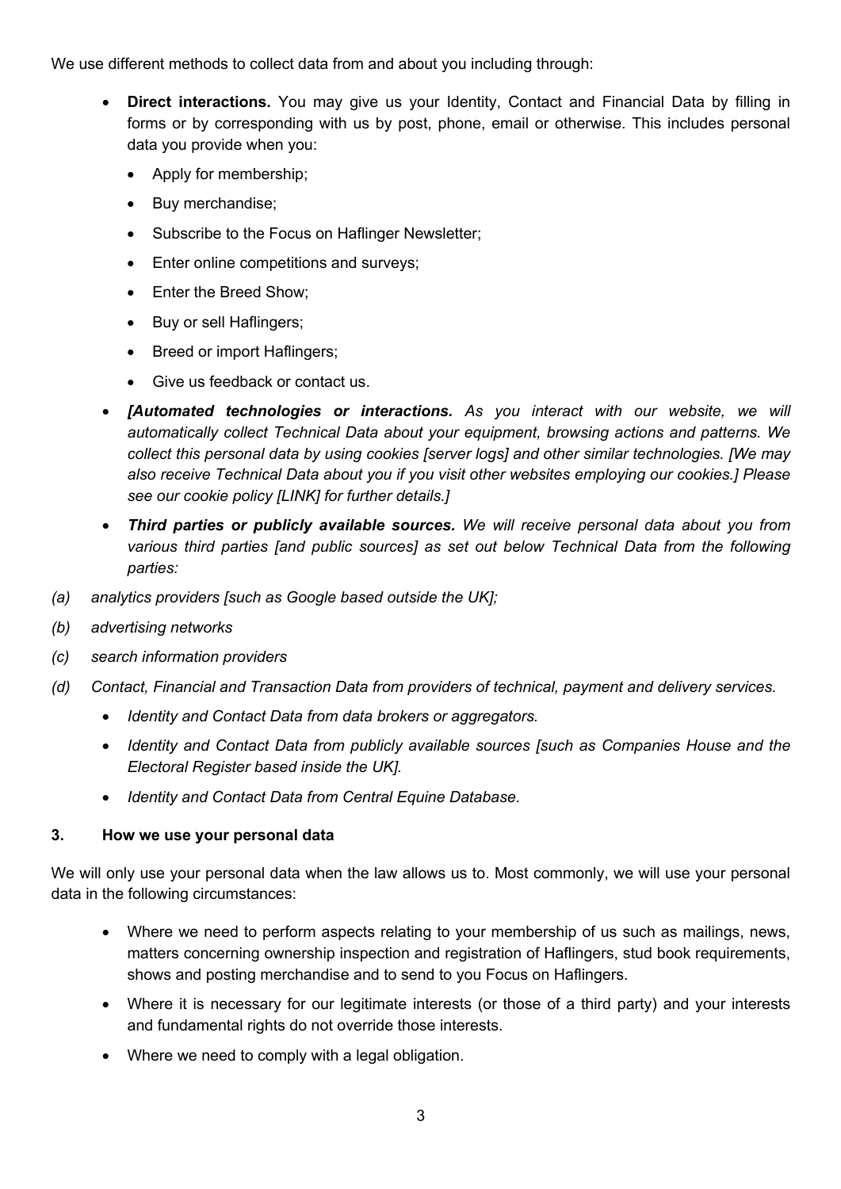We use different methods to collect data from and about you including through:

- **Direct interactions.** You may give us your Identity, Contact and Financial Data by filling in forms or by corresponding with us by post, phone, email or otherwise. This includes personal data you provide when you:
  - Apply for membership;
  - Buy merchandise;
  - Subscribe to the Focus on Haflinger Newsletter;
  - Enter online competitions and surveys;
  - Enter the Breed Show;
  - Buy or sell Haflingers;
  - Breed or import Haflingers;
  - Give us feedback or contact us.
- ***[Automated technologies or interactions.*** *As you interact with our website, we will automatically collect Technical Data about your equipment, browsing actions and patterns. We collect this personal data by using cookies [server logs] and other similar technologies. [We may also receive Technical Data about you if you visit other websites employing our cookies.] Please see our cookie policy [LINK] for further details.]*
- ***Third parties or publicly available sources.*** *We will receive personal data about you from various third parties [and public sources] as set out below Technical Data from the following parties:*

*(a) analytics providers [such as Google based outside the UK];*

*(b) advertising networks*

*(c) search information providers*

*(d) Contact, Financial and Transaction Data from providers of technical, payment and delivery services.*

- *Identity and Contact Data from data brokers or aggregators.*
- *Identity and Contact Data from publicly available sources [such as Companies House and the Electoral Register based inside the UK].*
- *Identity and Contact Data from Central Equine Database.*

## 3. How we use your personal data

We will only use your personal data when the law allows us to. Most commonly, we will use your personal data in the following circumstances:

- Where we need to perform aspects relating to your membership of us such as mailings, news, matters concerning ownership inspection and registration of Haflingers, stud book requirements, shows and posting merchandise and to send to you Focus on Haflingers.
- Where it is necessary for our legitimate interests (or those of a third party) and your interests and fundamental rights do not override those interests.
- Where we need to comply with a legal obligation.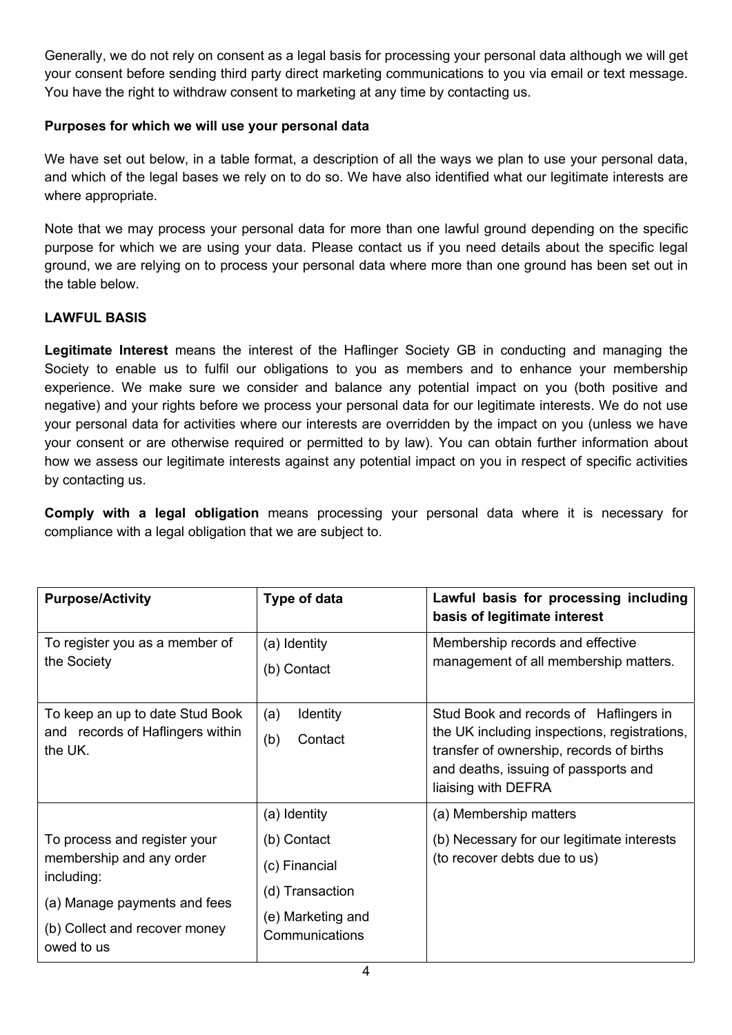Generally, we do not rely on consent as a legal basis for processing your personal data although we will get your consent before sending third party direct marketing communications to you via email or text message. You have the right to withdraw consent to marketing at any time by contacting us.

**Purposes for which we will use your personal data**

We have set out below, in a table format, a description of all the ways we plan to use your personal data, and which of the legal bases we rely on to do so. We have also identified what our legitimate interests are where appropriate.

Note that we may process your personal data for more than one lawful ground depending on the specific purpose for which we are using your data. Please contact us if you need details about the specific legal ground, we are relying on to process your personal data where more than one ground has been set out in the table below.

**LAWFUL BASIS**

**Legitimate Interest** means the interest of the Haflinger Society GB in conducting and managing the Society to enable us to fulfil our obligations to you as members and to enhance your membership experience. We make sure we consider and balance any potential impact on you (both positive and negative) and your rights before we process your personal data for our legitimate interests. We do not use your personal data for activities where our interests are overridden by the impact on you (unless we have your consent or are otherwise required or permitted to by law). You can obtain further information about how we assess our legitimate interests against any potential impact on you in respect of specific activities by contacting us.

**Comply with a legal obligation** means processing your personal data where it is necessary for compliance with a legal obligation that we are subject to.

| **Purpose/Activity** | **Type of data** | **Lawful basis for processing including basis of legitimate interest** |
|---|---|---|
| To register you as a member of the Society | (a) Identity<br>(b) Contact | Membership records and effective management of all membership matters. |
| To keep an up to date Stud Book and records of Haflingers within the UK. | (a) Identity<br>(b) Contact | Stud Book and records of Haflingers in the UK including inspections, registrations, transfer of ownership, records of births and deaths, issuing of passports and liaising with DEFRA |
| To process and register your membership and any order including:<br>(a) Manage payments and fees<br>(b) Collect and recover money owed to us | (a) Identity<br>(b) Contact<br>(c) Financial<br>(d) Transaction<br>(e) Marketing and Communications | (a) Membership matters<br>(b) Necessary for our legitimate interests (to recover debts due to us) |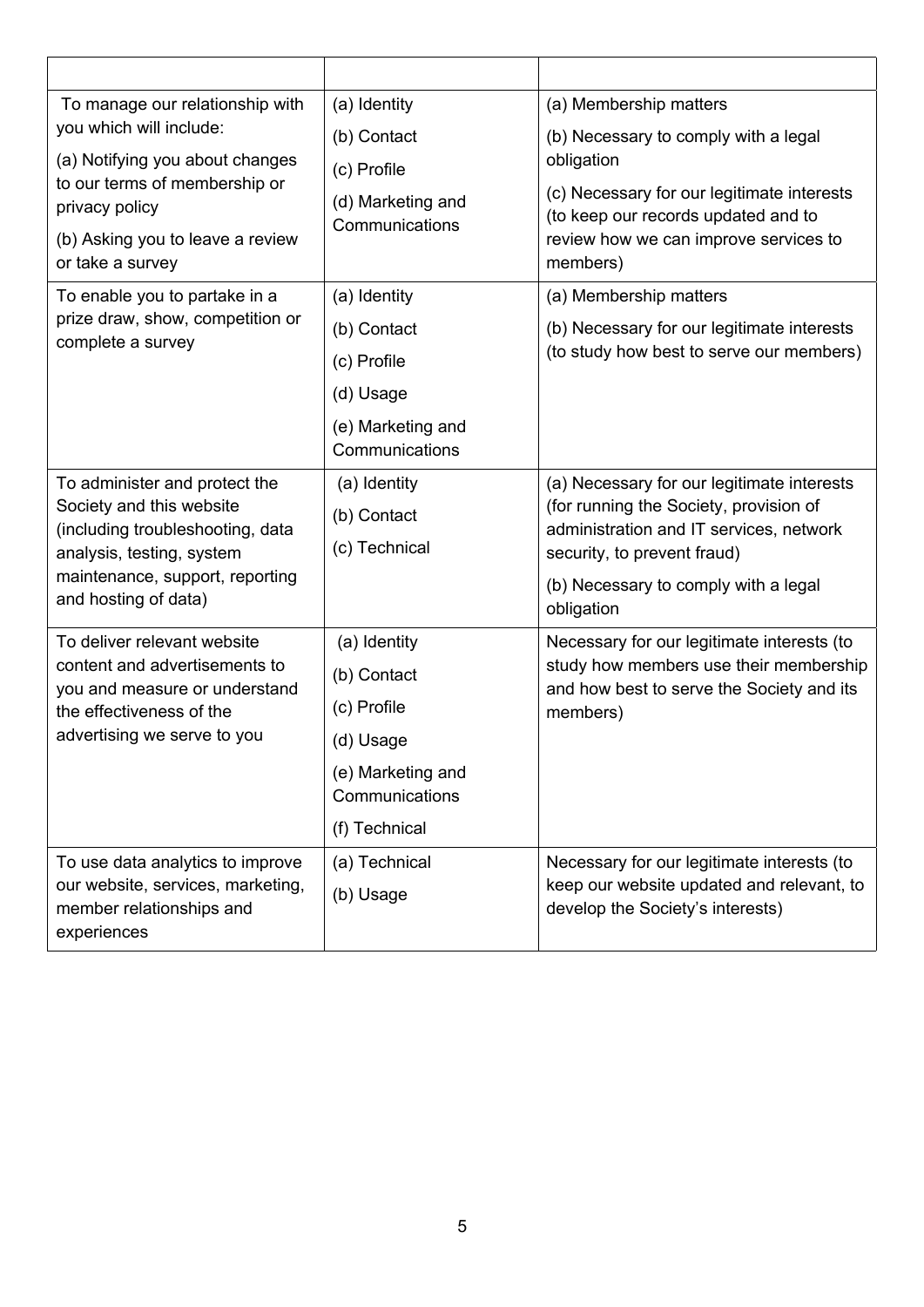| | | |
|---|---|---|
| To manage our relationship with you which will include:<br>(a) Notifying you about changes to our terms of membership or privacy policy<br>(b) Asking you to leave a review or take a survey | (a) Identity<br>(b) Contact<br>(c) Profile<br>(d) Marketing and Communications | (a) Membership matters<br>(b) Necessary to comply with a legal obligation<br>(c) Necessary for our legitimate interests (to keep our records updated and to review how we can improve services to members) |
| To enable you to partake in a prize draw, show, competition or complete a survey | (a) Identity<br>(b) Contact<br>(c) Profile<br>(d) Usage<br>(e) Marketing and Communications | (a) Membership matters<br>(b) Necessary for our legitimate interests (to study how best to serve our members) |
| To administer and protect the Society and this website (including troubleshooting, data analysis, testing, system maintenance, support, reporting and hosting of data) | (a) Identity<br>(b) Contact<br>(c) Technical | (a) Necessary for our legitimate interests (for running the Society, provision of administration and IT services, network security, to prevent fraud)<br>(b) Necessary to comply with a legal obligation |
| To deliver relevant website content and advertisements to you and measure or understand the effectiveness of the advertising we serve to you | (a) Identity<br>(b) Contact<br>(c) Profile<br>(d) Usage<br>(e) Marketing and Communications<br>(f) Technical | Necessary for our legitimate interests (to study how members use their membership and how best to serve the Society and its members) |
| To use data analytics to improve our website, services, marketing, member relationships and experiences | (a) Technical<br>(b) Usage | Necessary for our legitimate interests (to keep our website updated and relevant, to develop the Society's interests) |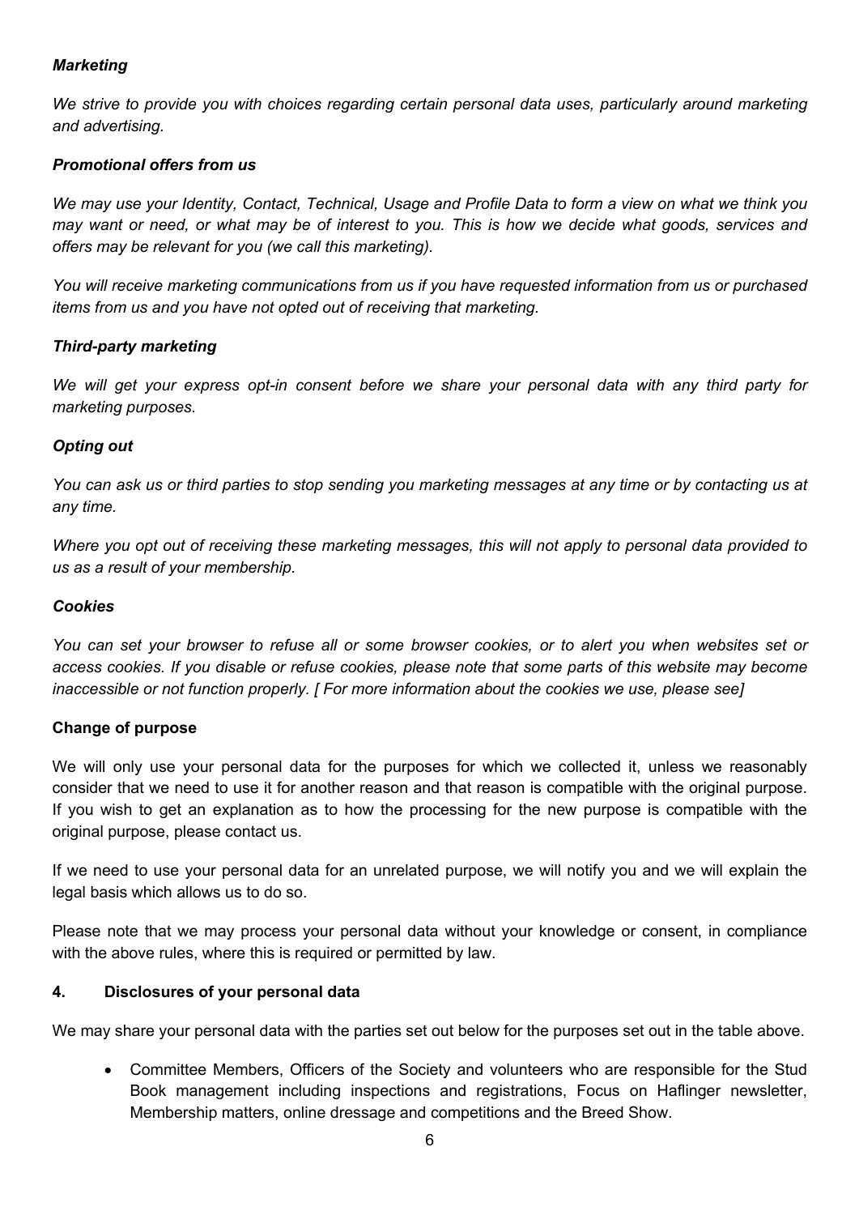***Marketing***

*We strive to provide you with choices regarding certain personal data uses, particularly around marketing and advertising.*

***Promotional offers from us***

*We may use your Identity, Contact, Technical, Usage and Profile Data to form a view on what we think you may want or need, or what may be of interest to you. This is how we decide what goods, services and offers may be relevant for you (we call this marketing).*

*You will receive marketing communications from us if you have requested information from us or purchased items from us and you have not opted out of receiving that marketing.*

***Third-party marketing***

*We will get your express opt-in consent before we share your personal data with any third party for marketing purposes.*

***Opting out***

*You can ask us or third parties to stop sending you marketing messages at any time or by contacting us at any time.*

*Where you opt out of receiving these marketing messages, this will not apply to personal data provided to us as a result of your membership.*

***Cookies***

*You can set your browser to refuse all or some browser cookies, or to alert you when websites set or access cookies. If you disable or refuse cookies, please note that some parts of this website may become inaccessible or not function properly. [ For more information about the cookies we use, please see]*

**Change of purpose**

We will only use your personal data for the purposes for which we collected it, unless we reasonably consider that we need to use it for another reason and that reason is compatible with the original purpose. If you wish to get an explanation as to how the processing for the new purpose is compatible with the original purpose, please contact us.

If we need to use your personal data for an unrelated purpose, we will notify you and we will explain the legal basis which allows us to do so.

Please note that we may process your personal data without your knowledge or consent, in compliance with the above rules, where this is required or permitted by law.

## 4. Disclosures of your personal data

We may share your personal data with the parties set out below for the purposes set out in the table above.

- Committee Members, Officers of the Society and volunteers who are responsible for the Stud Book management including inspections and registrations, Focus on Haflinger newsletter, Membership matters, online dressage and competitions and the Breed Show.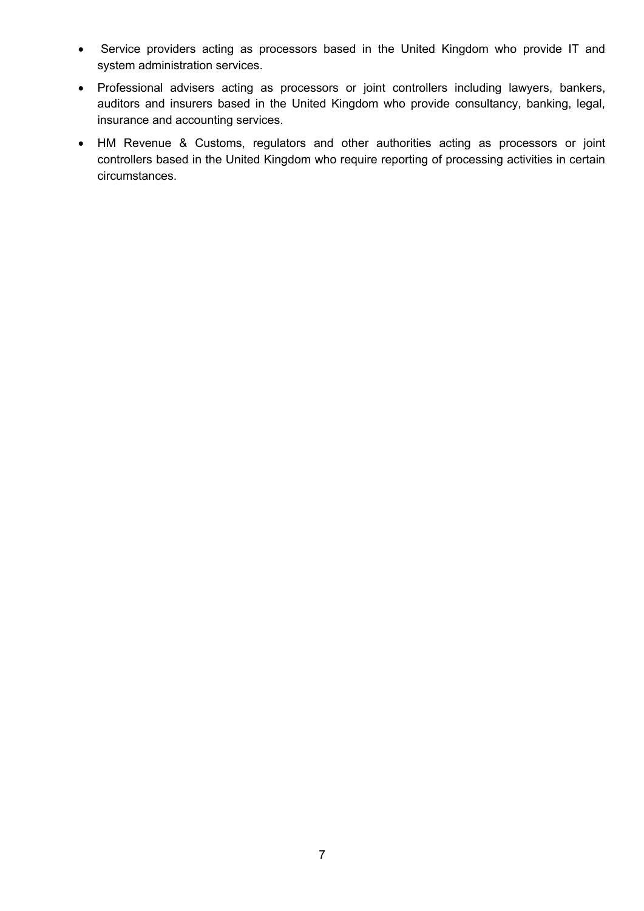- Service providers acting as processors based in the United Kingdom who provide IT and system administration services.
- Professional advisers acting as processors or joint controllers including lawyers, bankers, auditors and insurers based in the United Kingdom who provide consultancy, banking, legal, insurance and accounting services.
- HM Revenue & Customs, regulators and other authorities acting as processors or joint controllers based in the United Kingdom who require reporting of processing activities in certain circumstances.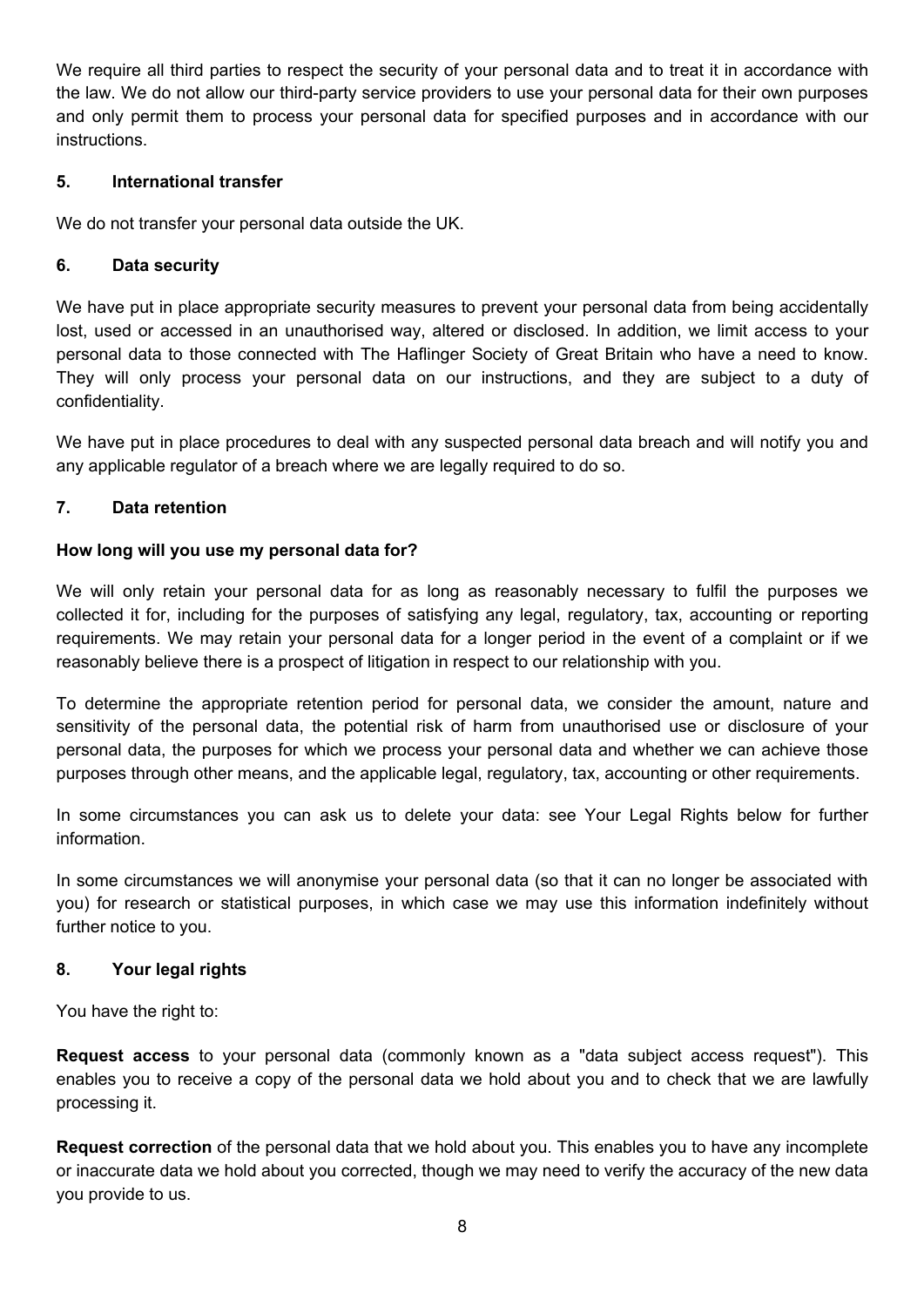We require all third parties to respect the security of your personal data and to treat it in accordance with the law. We do not allow our third-party service providers to use your personal data for their own purposes and only permit them to process your personal data for specified purposes and in accordance with our instructions.

## 5. International transfer

We do not transfer your personal data outside the UK.

## 6. Data security

We have put in place appropriate security measures to prevent your personal data from being accidentally lost, used or accessed in an unauthorised way, altered or disclosed. In addition, we limit access to your personal data to those connected with The Haflinger Society of Great Britain who have a need to know. They will only process your personal data on our instructions, and they are subject to a duty of confidentiality.

We have put in place procedures to deal with any suspected personal data breach and will notify you and any applicable regulator of a breach where we are legally required to do so.

## 7. Data retention

### How long will you use my personal data for?

We will only retain your personal data for as long as reasonably necessary to fulfil the purposes we collected it for, including for the purposes of satisfying any legal, regulatory, tax, accounting or reporting requirements. We may retain your personal data for a longer period in the event of a complaint or if we reasonably believe there is a prospect of litigation in respect to our relationship with you.

To determine the appropriate retention period for personal data, we consider the amount, nature and sensitivity of the personal data, the potential risk of harm from unauthorised use or disclosure of your personal data, the purposes for which we process your personal data and whether we can achieve those purposes through other means, and the applicable legal, regulatory, tax, accounting or other requirements.

In some circumstances you can ask us to delete your data: see Your Legal Rights below for further information.

In some circumstances we will anonymise your personal data (so that it can no longer be associated with you) for research or statistical purposes, in which case we may use this information indefinitely without further notice to you.

## 8. Your legal rights

You have the right to:

**Request access** to your personal data (commonly known as a "data subject access request"). This enables you to receive a copy of the personal data we hold about you and to check that we are lawfully processing it.

**Request correction** of the personal data that we hold about you. This enables you to have any incomplete or inaccurate data we hold about you corrected, though we may need to verify the accuracy of the new data you provide to us.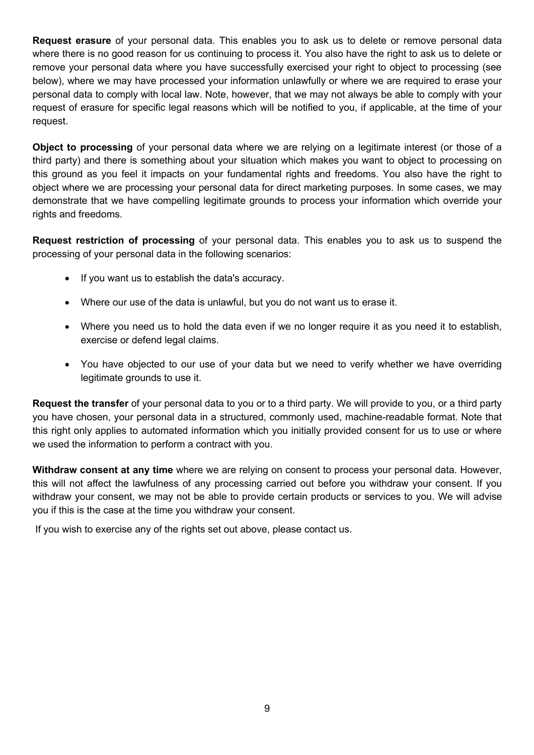**Request erasure** of your personal data. This enables you to ask us to delete or remove personal data where there is no good reason for us continuing to process it. You also have the right to ask us to delete or remove your personal data where you have successfully exercised your right to object to processing (see below), where we may have processed your information unlawfully or where we are required to erase your personal data to comply with local law. Note, however, that we may not always be able to comply with your request of erasure for specific legal reasons which will be notified to you, if applicable, at the time of your request.

**Object to processing** of your personal data where we are relying on a legitimate interest (or those of a third party) and there is something about your situation which makes you want to object to processing on this ground as you feel it impacts on your fundamental rights and freedoms. You also have the right to object where we are processing your personal data for direct marketing purposes. In some cases, we may demonstrate that we have compelling legitimate grounds to process your information which override your rights and freedoms.

**Request restriction of processing** of your personal data. This enables you to ask us to suspend the processing of your personal data in the following scenarios:

- If you want us to establish the data's accuracy.
- Where our use of the data is unlawful, but you do not want us to erase it.
- Where you need us to hold the data even if we no longer require it as you need it to establish, exercise or defend legal claims.
- You have objected to our use of your data but we need to verify whether we have overriding legitimate grounds to use it.

**Request the transfer** of your personal data to you or to a third party. We will provide to you, or a third party you have chosen, your personal data in a structured, commonly used, machine-readable format. Note that this right only applies to automated information which you initially provided consent for us to use or where we used the information to perform a contract with you.

**Withdraw consent at any time** where we are relying on consent to process your personal data. However, this will not affect the lawfulness of any processing carried out before you withdraw your consent. If you withdraw your consent, we may not be able to provide certain products or services to you. We will advise you if this is the case at the time you withdraw your consent.

If you wish to exercise any of the rights set out above, please contact us.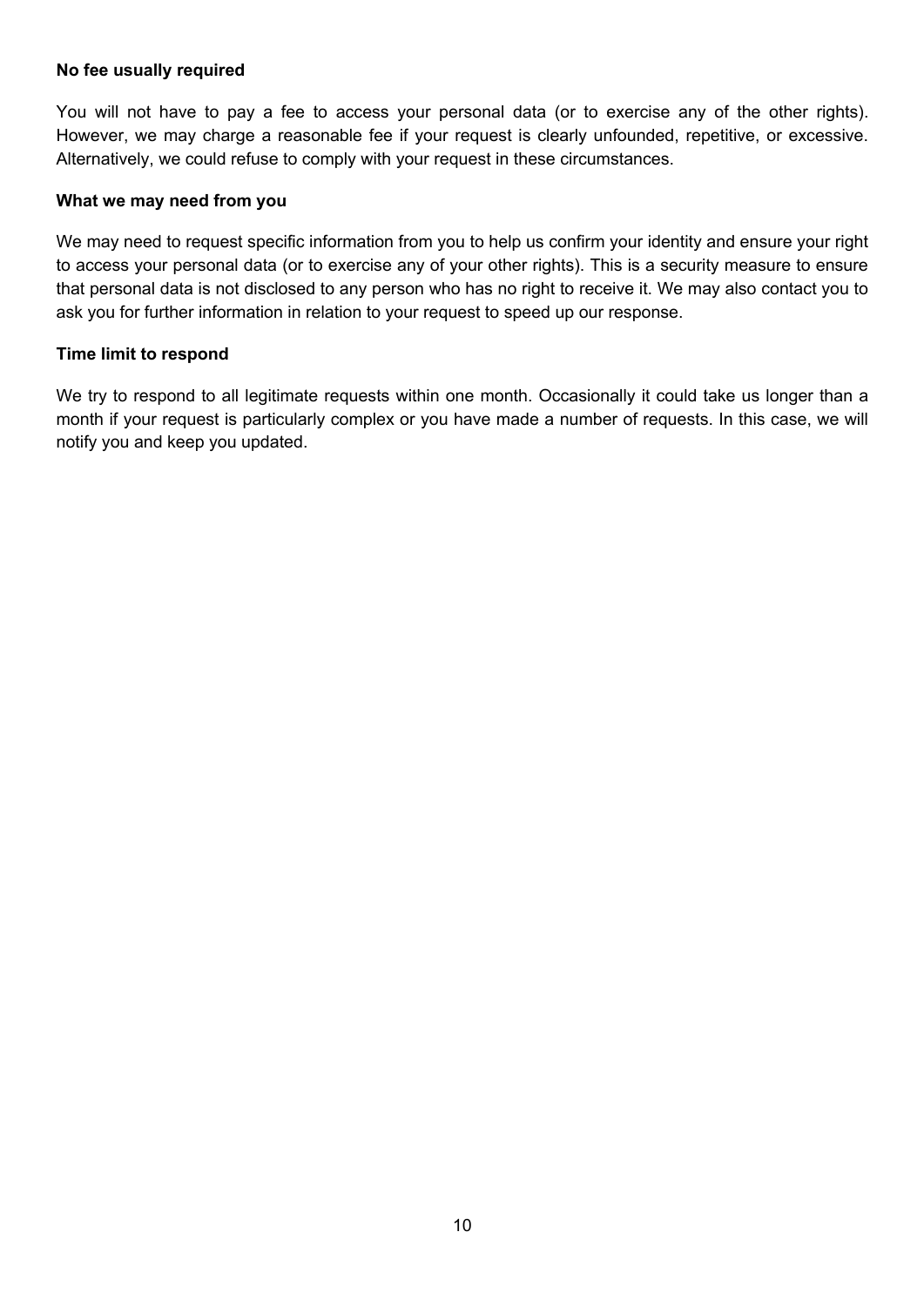**No fee usually required**

You will not have to pay a fee to access your personal data (or to exercise any of the other rights). However, we may charge a reasonable fee if your request is clearly unfounded, repetitive, or excessive. Alternatively, we could refuse to comply with your request in these circumstances.

**What we may need from you**

We may need to request specific information from you to help us confirm your identity and ensure your right to access your personal data (or to exercise any of your other rights). This is a security measure to ensure that personal data is not disclosed to any person who has no right to receive it. We may also contact you to ask you for further information in relation to your request to speed up our response.

**Time limit to respond**

We try to respond to all legitimate requests within one month. Occasionally it could take us longer than a month if your request is particularly complex or you have made a number of requests. In this case, we will notify you and keep you updated.